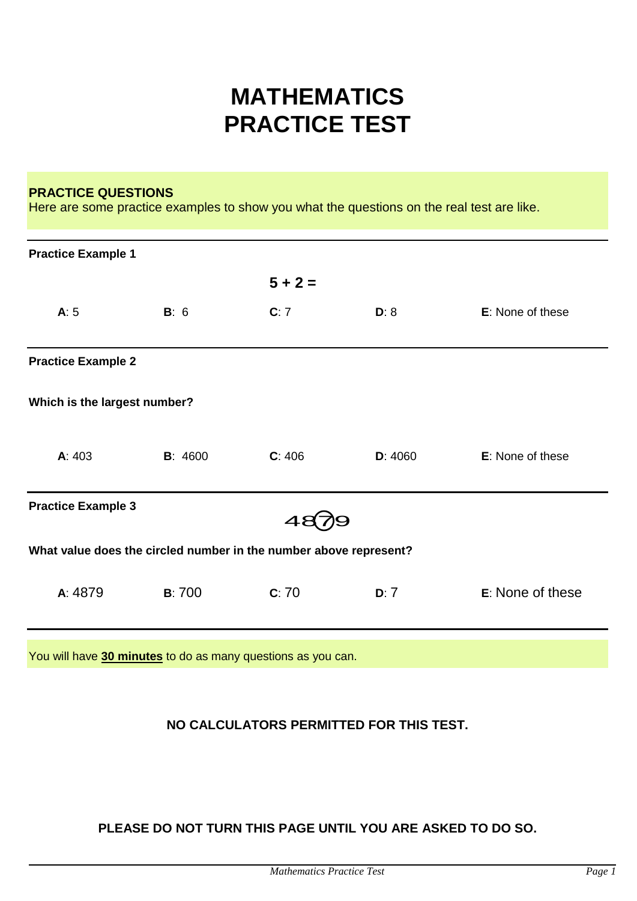# MATHEMATICS PRACTICE TEST

**PRACTICE QUESTIONS**
Here are some practice examples to show you what the questions on the real test are like.

---

**Practice Example 1**

**5 + 2 =**

**A**: 5 **B**: 6 **C**: 7 **D**: 8 **E**: None of these

---

**Practice Example 2**

**Which is the largest number?**

**A**: 403 **B**: 4600 **C**: 406 **D**: 4060 **E**: None of these

---

**Practice Example 3**

48(7)9

**What value does the circled number in the number above represent?**

**A**: 4879 **B**: 700 **C**: 70 **D**: 7 **E**: None of these

---

You will have **30 minutes** to do as many questions as you can.

**NO CALCULATORS PERMITTED FOR THIS TEST.**

**PLEASE DO NOT TURN THIS PAGE UNTIL YOU ARE ASKED TO DO SO.**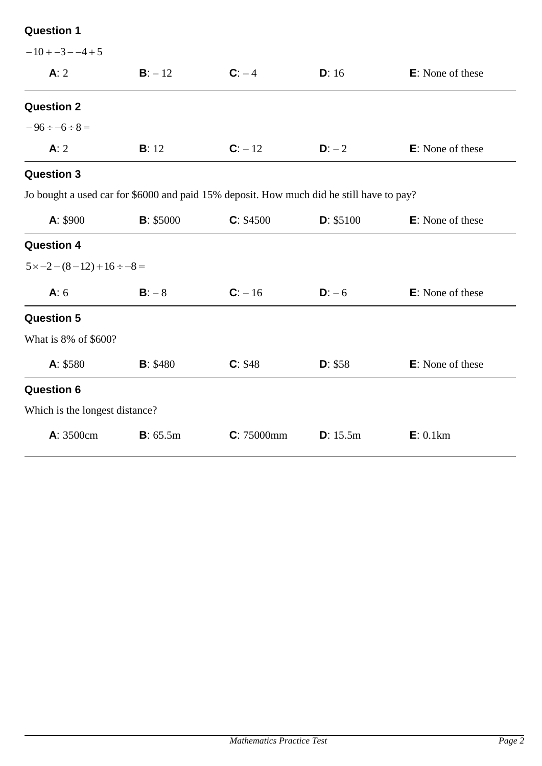**Question 1**

$-10 + -3 - -4 + 5$

**A**: 2 **B**: – 12 **C**: – 4 **D**: 16 **E**: None of these

---

**Question 2**

$-96 \div -6 \div 8 =$

**A**: 2 **B**: 12 **C**: – 12 **D**: – 2 **E**: None of these

---

**Question 3**

Jo bought a used car for $6000 and paid 15% deposit. How much did he still have to pay?

**A**: $900 **B**: $5000 **C**: $4500 **D**: $5100 **E**: None of these

---

**Question 4**

$5 \times -2 - (8 - 12) + 16 \div -8 =$

**A**: 6 **B**: – 8 **C**: – 16 **D**: – 6 **E**: None of these

---

**Question 5**

What is 8% of $600?

**A**: $580 **B**: $480 **C**: $48 **D**: $58 **E**: None of these

---

**Question 6**

Which is the longest distance?

**A**: 3500cm **B**: 65.5m **C**: 75000mm **D**: 15.5m **E**: 0.1km

---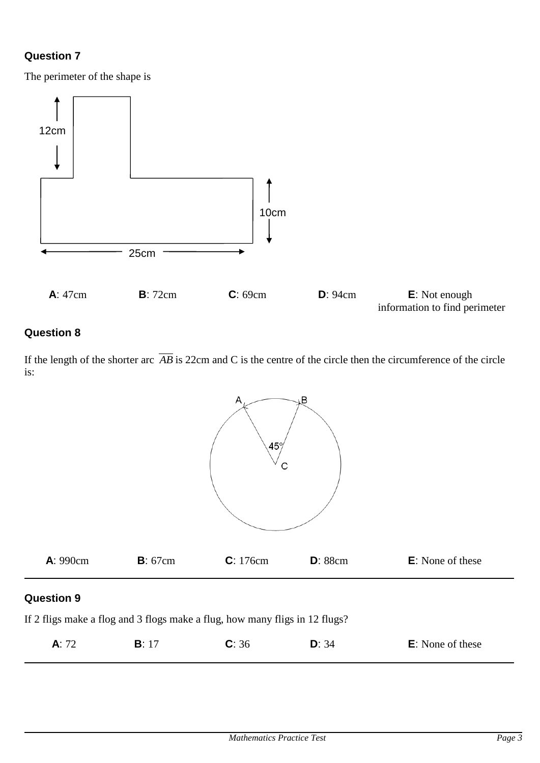### Question 7

The perimeter of the shape is

12cm

10cm

25cm

**A**: 47cm **B**: 72cm **C**: 69cm **D**: 94cm **E**: Not enough information to find perimeter

### Question 8

If the length of the shorter arc $\overline{AB}$ is 22cm and C is the centre of the circle then the circumference of the circle is:

A B

45°

C

**A**: 990cm **B**: 67cm **C**: 176cm **D**: 88cm **E**: None of these

---

### Question 9

If 2 fligs make a flog and 3 flogs make a flug, how many fligs in 12 flugs?

**A**: 72 **B**: 17 **C**: 36 **D**: 34 **E**: None of these

---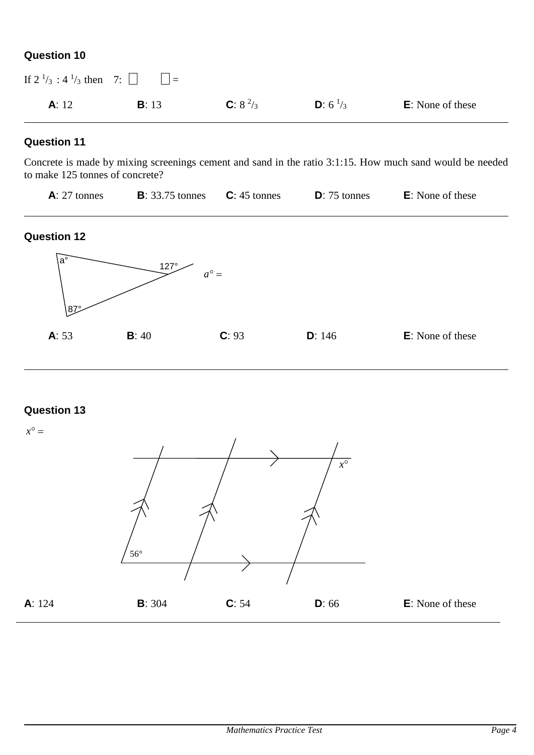### Question 10

If $2\,^{1}/_{3}$ : $4\,^{1}/_{3}$ then 7: ☐ ☐ =

**A**: 12 **B**: 13 **C**: $8\,^{2}/_{3}$ **D**: $6\,^{1}/_{3}$ **E**: None of these

---

### Question 11

Concrete is made by mixing screenings cement and sand in the ratio 3:1:15. How much sand would be needed to make 125 tonnes of concrete?

**A**: 27 tonnes **B**: 33.75 tonnes **C**: 45 tonnes **D**: 75 tonnes **E**: None of these

---

### Question 12

a° 127° 87°

$a° =$

**A**: 53 **B**: 40 **C**: 93 **D**: 146 **E**: None of these

---

### Question 13

$x° =$

$x°$ 56°

**A**: 124 **B**: 304 **C**: 54 **D**: 66 **E**: None of these

---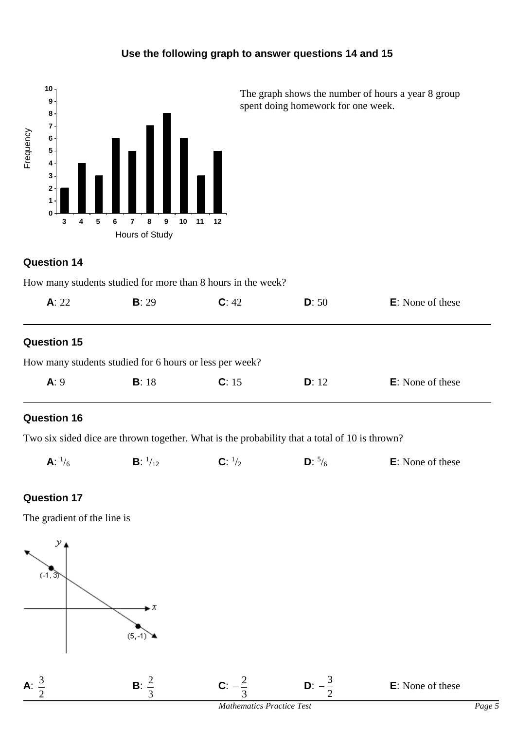**Use the following graph to answer questions 14 and 15**

The graph shows the number of hours a year 8 group spent doing homework for one week.

| Hours of Study | 3 | 4 | 5 | 6 | 7 | 8 | 9 | 10 | 11 | 12 |
|---|---|---|---|---|---|---|---|---|---|---|
| Frequency | 2 | 4 | 3 | 6 | 5 | 7 | 8 | 6 | 3 | 5 |

### Question 14

How many students studied for more than 8 hours in the week?

**A**: 22 **B**: 29 **C**: 42 **D**: 50 **E**: None of these

---

### Question 15

How many students studied for 6 hours or less per week?

**A**: 9 **B**: 18 **C**: 15 **D**: 12 **E**: None of these

---

### Question 16

Two six sided dice are thrown together. What is the probability that a total of 10 is thrown?

**A**: $^1/_6$ **B**: $^1/_{12}$ **C**: $^1/_2$ **D**: $^5/_6$ **E**: None of these

### Question 17

The gradient of the line is

(Graph: a line passing through the points (-1, 3) and (5, -1))

**A**: $\frac{3}{2}$ **B**: $\frac{2}{3}$ **C**: $-\frac{2}{3}$ **D**: $-\frac{3}{2}$ **E**: None of these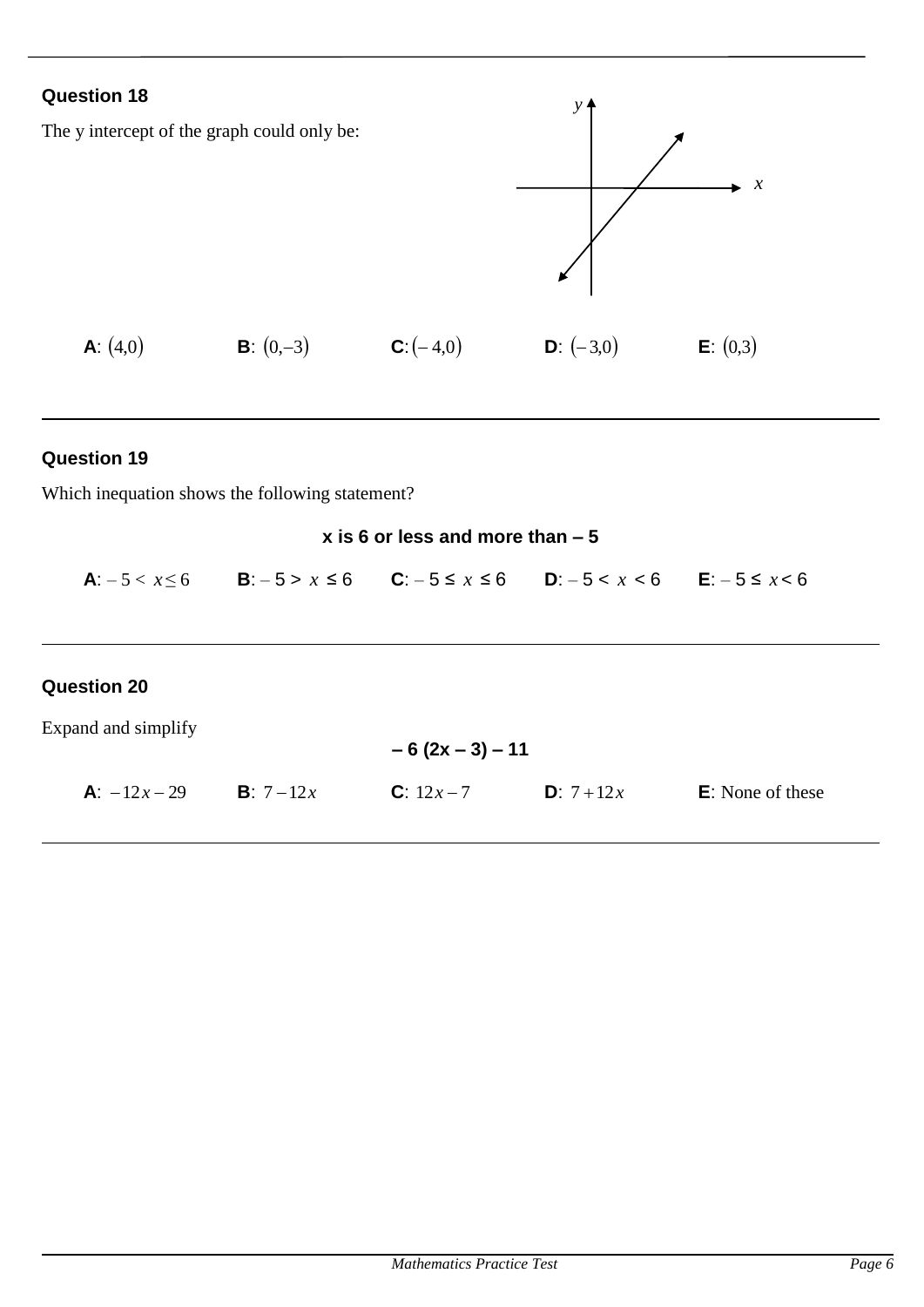## Question 18

The y intercept of the graph could only be:

**A**: $(4,0)$ **B**: $(0,-3)$ **C**: $(-4,0)$ **D**: $(-3,0)$ **E**: $(0,3)$

---

## Question 19

Which inequation shows the following statement?

**x is 6 or less and more than – 5**

**A**: $-5 < x \leq 6$ **B**: $-5 > x \leq 6$ **C**: $-5 \leq x \leq 6$ **D**: $-5 < x < 6$ **E**: $-5 \leq x < 6$

---

## Question 20

Expand and simplify

**$-6(2x - 3) - 11$**

**A**: $-12x - 29$ **B**: $7 - 12x$ **C**: $12x - 7$ **D**: $7 + 12x$ **E**: None of these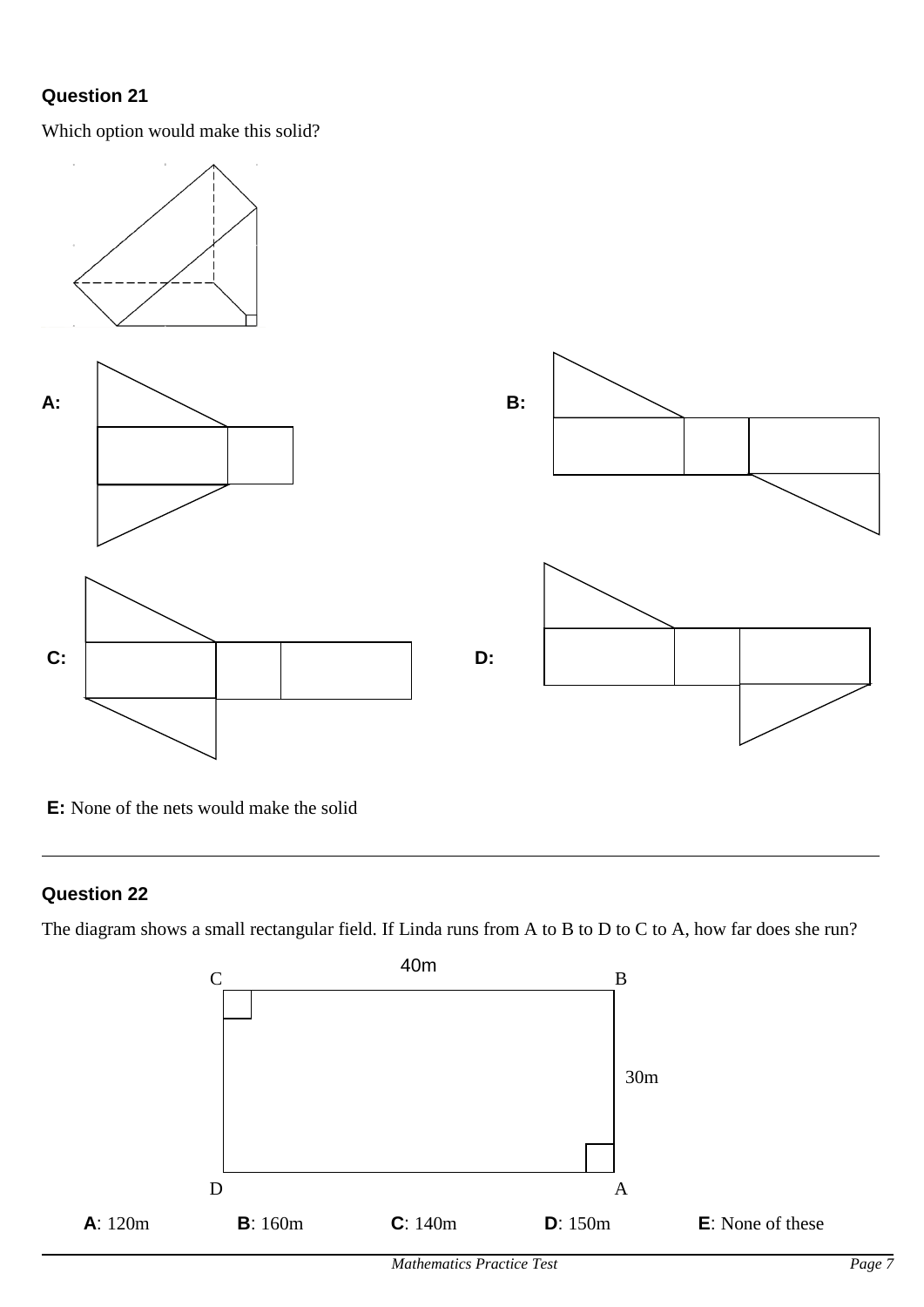## Question 21

Which option would make this solid?

**A:**

**B:**

**C:**

**D:**

**E:** None of the nets would make the solid

---

## Question 22

The diagram shows a small rectangular field. If Linda runs from A to B to D to C to A, how far does she run?

C — 40m — B

30m

D — A

**A**: 120m **B**: 160m **C**: 140m **D**: 150m **E**: None of these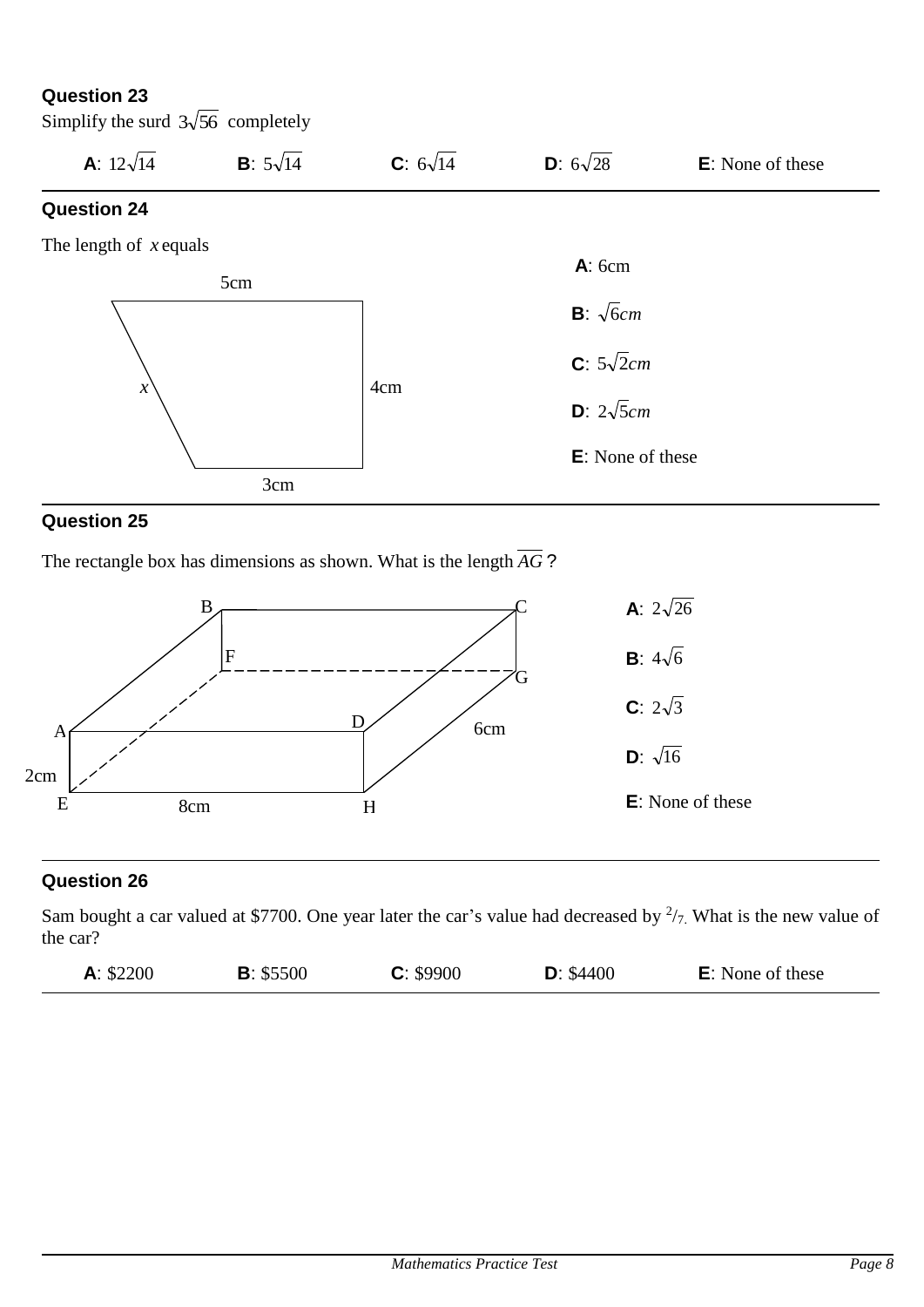**Question 23**

Simplify the surd $3\sqrt{56}$ completely

**A**: $12\sqrt{14}$ **B**: $5\sqrt{14}$ **C**: $6\sqrt{14}$ **D**: $6\sqrt{28}$ **E**: None of these

---

**Question 24**

The length of $x$ equals

5cm

$x$

4cm

3cm

**A**: 6cm

**B**: $\sqrt{6}cm$

**C**: $5\sqrt{2}cm$

**D**: $2\sqrt{5}cm$

**E**: None of these

---

**Question 25**

The rectangle box has dimensions as shown. What is the length $\overline{AG}$ ?

B C F G A D 6cm 2cm E 8cm H

**A**: $2\sqrt{26}$

**B**: $4\sqrt{6}$

**C**: $2\sqrt{3}$

**D**: $\sqrt{16}$

**E**: None of these

---

**Question 26**

Sam bought a car valued at \$7700. One year later the car's value had decreased by $^2/_7$. What is the new value of the car?

**A**: \$2200 **B**: \$5500 **C**: \$9900 **D**: \$4400 **E**: None of these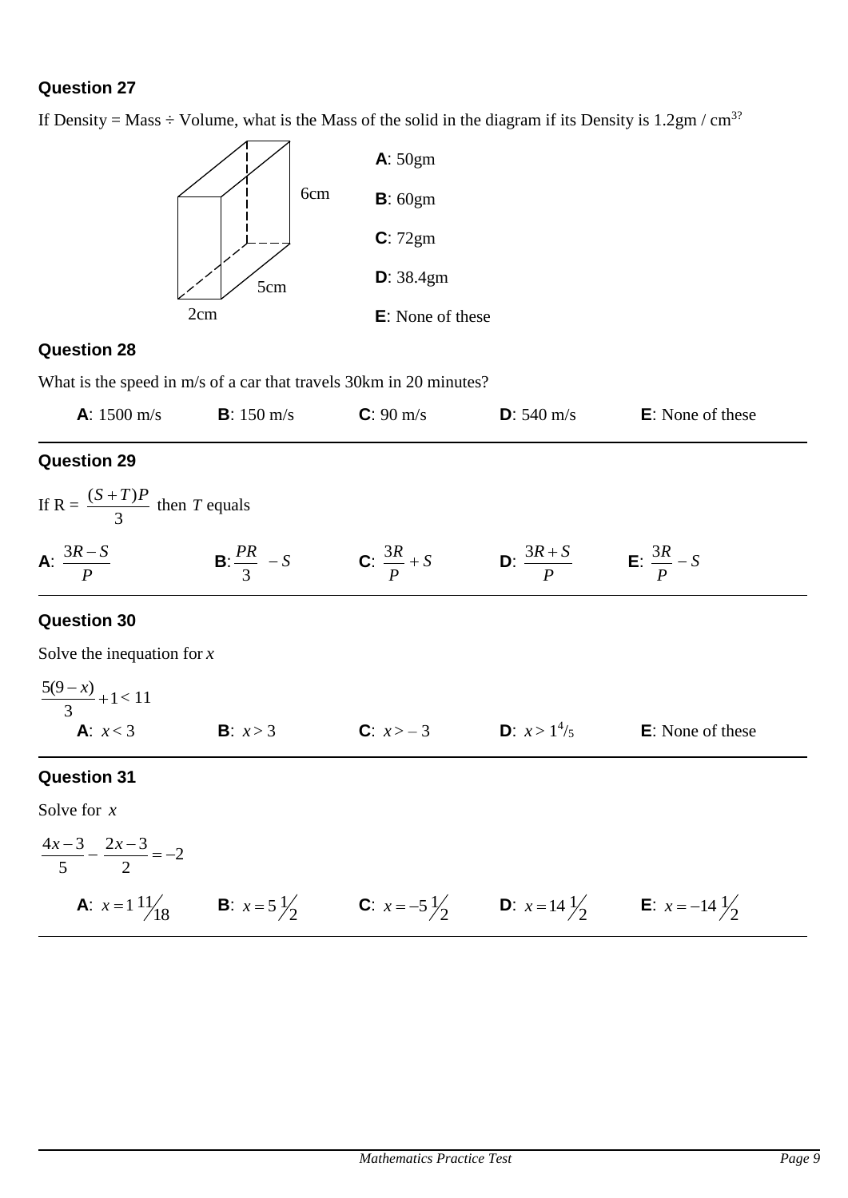### Question 27

If Density = Mass ÷ Volume, what is the Mass of the solid in the diagram if its Density is 1.2gm / cm$^{3?}$

6cm

5cm

2cm

**A**: 50gm

**B**: 60gm

**C**: 72gm

**D**: 38.4gm

**E**: None of these

### Question 28

What is the speed in m/s of a car that travels 30km in 20 minutes?

**A**: 1500 m/s **B**: 150 m/s **C**: 90 m/s **D**: 540 m/s **E**: None of these

### Question 29

If R = $\dfrac{(S+T)P}{3}$ then $T$ equals

**A**: $\dfrac{3R-S}{P}$ **B**: $\dfrac{PR}{3} - S$ **C**: $\dfrac{3R}{P} + S$ **D**: $\dfrac{3R+S}{P}$ **E**: $\dfrac{3R}{P} - S$

### Question 30

Solve the inequation for $x$

$$\frac{5(9-x)}{3} + 1 < 11$$

**A**: $x < 3$ **B**: $x > 3$ **C**: $x > -3$ **D**: $x > 1^4/_5$ **E**: None of these

### Question 31

Solve for $x$

$$\frac{4x-3}{5} - \frac{2x-3}{2} = -2$$

**A**: $x = 1\,{}^{11}\!/_{18}$ **B**: $x = 5\,{}^{1}\!/_{2}$ **C**: $x = -5\,{}^{1}\!/_{2}$ **D**: $x = 14\,{}^{1}\!/_{2}$ **E**: $x = -14\,{}^{1}\!/_{2}$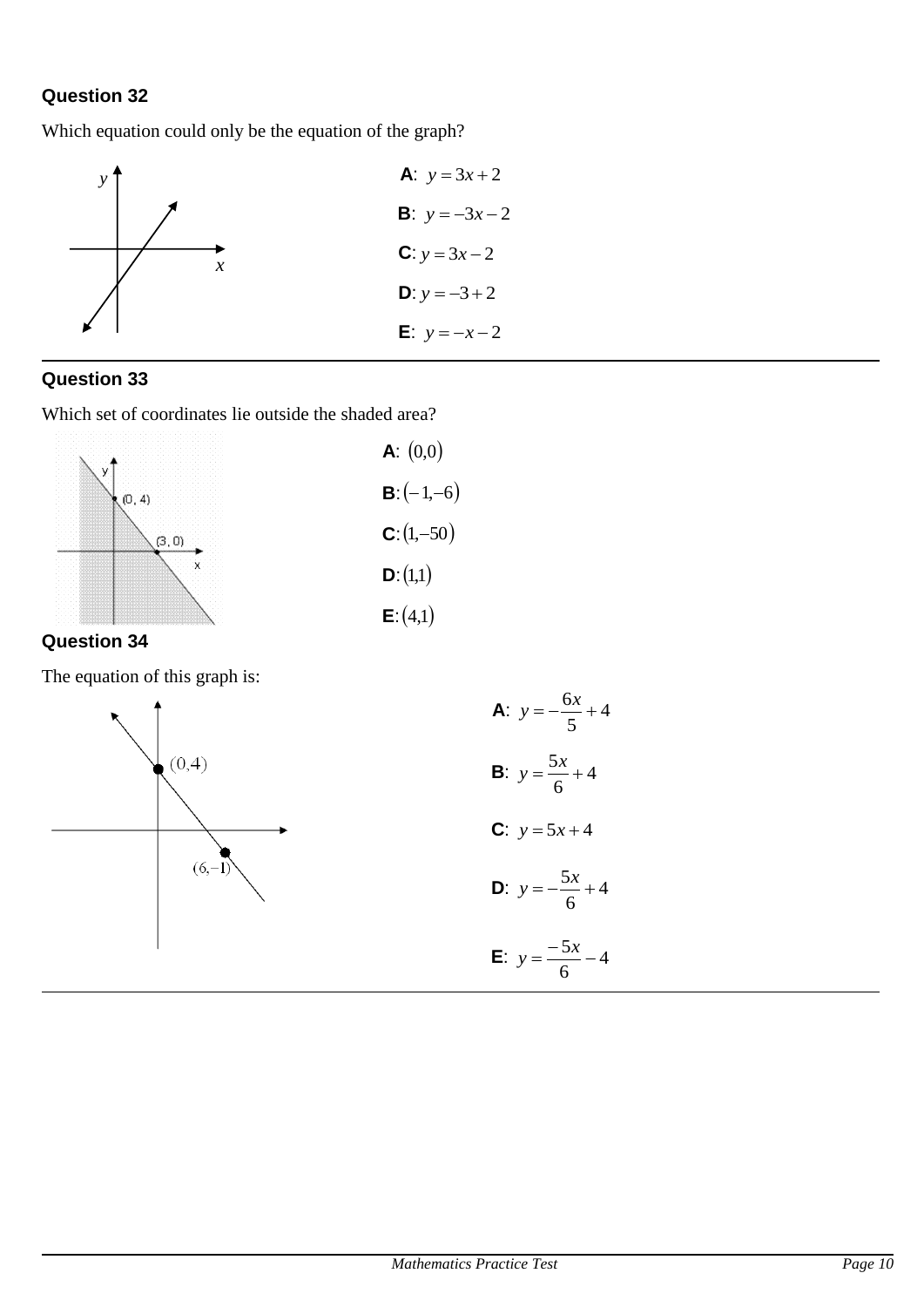## Question 32

Which equation could only be the equation of the graph?

**A**: $y = 3x + 2$

**B**: $y = -3x - 2$

**C**: $y = 3x - 2$

**D**: $y = -3 + 2$

**E**: $y = -x - 2$

## Question 33

Which set of coordinates lie outside the shaded area?

**A**: $(0,0)$

**B**: $(-1,-6)$

**C**: $(1,-50)$

**D**: $(1,1)$

**E**: $(4,1)$

## Question 34

The equation of this graph is:

**A**: $y = -\frac{6x}{5} + 4$

**B**: $y = \frac{5x}{6} + 4$

**C**: $y = 5x + 4$

**D**: $y = -\frac{5x}{6} + 4$

**E**: $y = \frac{-5x}{6} - 4$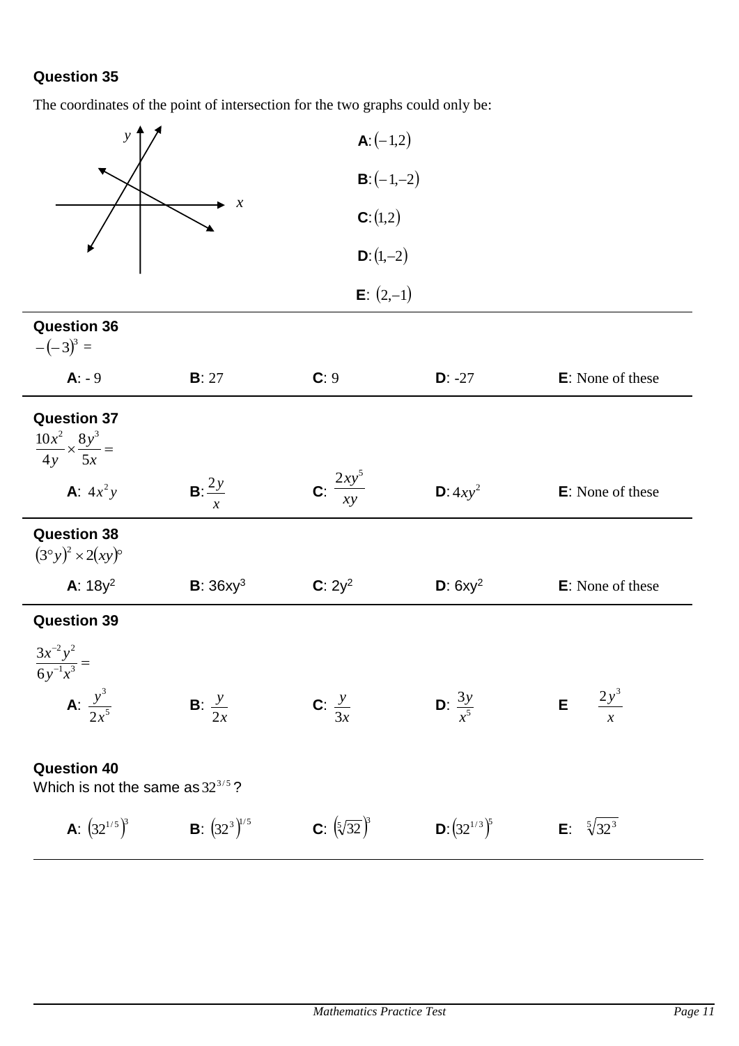**Question 35**

The coordinates of the point of intersection for the two graphs could only be:

**A**: $(-1,2)$

**B**: $(-1,-2)$

**C**: $(1,2)$

**D**: $(1,-2)$

**E**: $(2,-1)$

---

**Question 36**

$-(-3)^3 =$

**A**: - 9 **B**: 27 **C**: 9 **D**: -27 **E**: None of these

---

**Question 37**

$\frac{10x^2}{4y} \times \frac{8y^3}{5x} =$

**A**: $4x^2y$ **B**: $\frac{2y}{x}$ **C**: $\frac{2xy^5}{xy}$ **D**: $4xy^2$ **E**: None of these

---

**Question 38**

$(3^\circ y)^2 \times 2(xy)^\circ$

**A**: $18y^2$ **B**: $36xy^3$ **C**: $2y^2$ **D**: $6xy^2$ **E**: None of these

---

**Question 39**

$\frac{3x^{-2}y^2}{6y^{-1}x^3} =$

**A**: $\frac{y^3}{2x^5}$ **B**: $\frac{y}{2x}$ **C**: $\frac{y}{3x}$ **D**: $\frac{3y}{x^5}$ **E** $\frac{2y^3}{x}$

**Question 40**

Which is not the same as $32^{3/5}$?

**A**: $(32^{1/5})^3$ **B**: $(32^3)^{1/5}$ **C**: $(\sqrt[5]{32})^3$ **D**: $(32^{1/3})^5$ **E**: $\sqrt[5]{32^3}$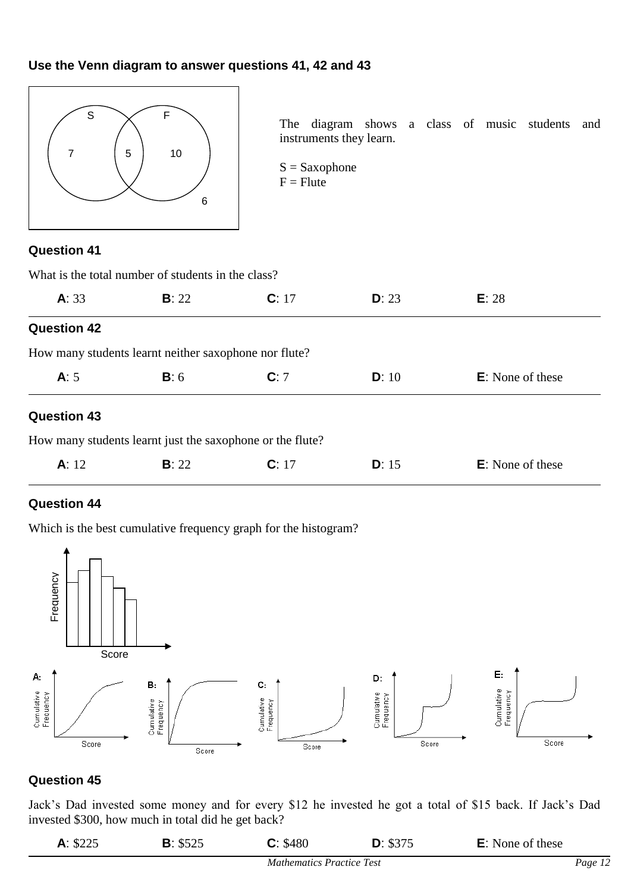**Use the Venn diagram to answer questions 41, 42 and 43**

The diagram shows a class of music students and instruments they learn.

S = Saxophone
F = Flute

### Question 41

What is the total number of students in the class?

**A**: 33 **B**: 22 **C**: 17 **D**: 23 **E**: 28

### Question 42

How many students learnt neither saxophone nor flute?

**A**: 5 **B**: 6 **C**: 7 **D**: 10 **E**: None of these

### Question 43

How many students learnt just the saxophone or the flute?

**A**: 12 **B**: 22 **C**: 17 **D**: 15 **E**: None of these

### Question 44

Which is the best cumulative frequency graph for the histogram?

### Question 45

Jack's Dad invested some money and for every $12 he invested he got a total of $15 back. If Jack's Dad invested $300, how much in total did he get back?

**A**: $225 **B**: $525 **C**: $480 **D**: $375 **E**: None of these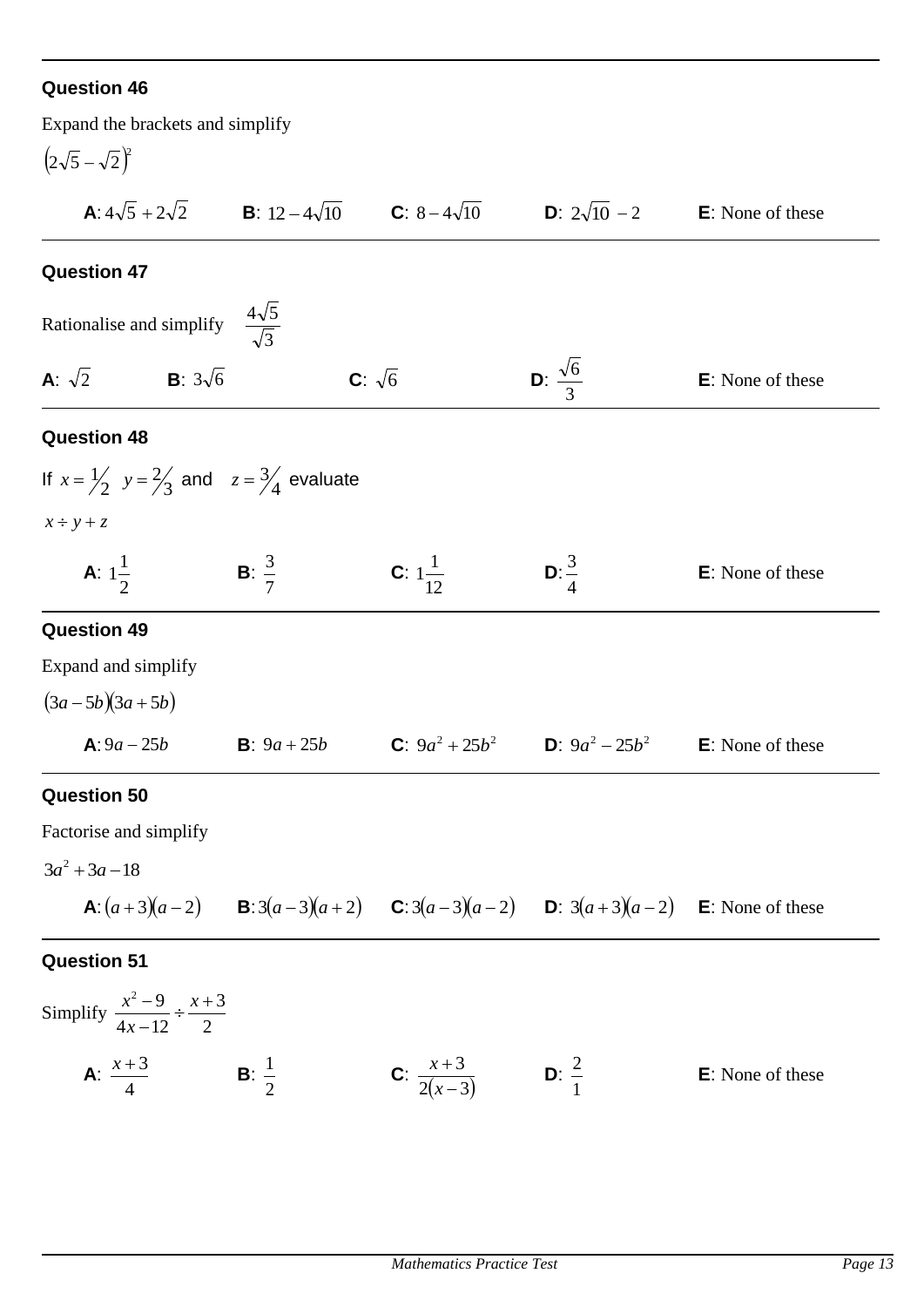### Question 46

Expand the brackets and simplify

$\left(2\sqrt{5}-\sqrt{2}\right)^2$

**A**: $4\sqrt{5}+2\sqrt{2}$ **B**: $12-4\sqrt{10}$ **C**: $8-4\sqrt{10}$ **D**: $2\sqrt{10}-2$ **E**: None of these

### Question 47

Rationalise and simplify $\dfrac{4\sqrt{5}}{\sqrt{3}}$

**A**: $\sqrt{2}$ **B**: $3\sqrt{6}$ **C**: $\sqrt{6}$ **D**: $\dfrac{\sqrt{6}}{3}$ **E**: None of these

### Question 48

If $x = \frac{1}{2}$ $y = \frac{2}{3}$ and $z = \frac{3}{4}$ evaluate

$x \div y + z$

**A**: $1\frac{1}{2}$ **B**: $\frac{3}{7}$ **C**: $1\frac{1}{12}$ **D**: $\frac{3}{4}$ **E**: None of these

### Question 49

Expand and simplify

$(3a-5b)(3a+5b)$

**A**: $9a-25b$ **B**: $9a+25b$ **C**: $9a^2+25b^2$ **D**: $9a^2-25b^2$ **E**: None of these

### Question 50

Factorise and simplify

$3a^2+3a-18$

**A**: $(a+3)(a-2)$ **B**: $3(a-3)(a+2)$ **C**: $3(a-3)(a-2)$ **D**: $3(a+3)(a-2)$ **E**: None of these

### Question 51

Simplify $\dfrac{x^2-9}{4x-12} \div \dfrac{x+3}{2}$

**A**: $\dfrac{x+3}{4}$ **B**: $\dfrac{1}{2}$ **C**: $\dfrac{x+3}{2(x-3)}$ **D**: $\dfrac{2}{1}$ **E**: None of these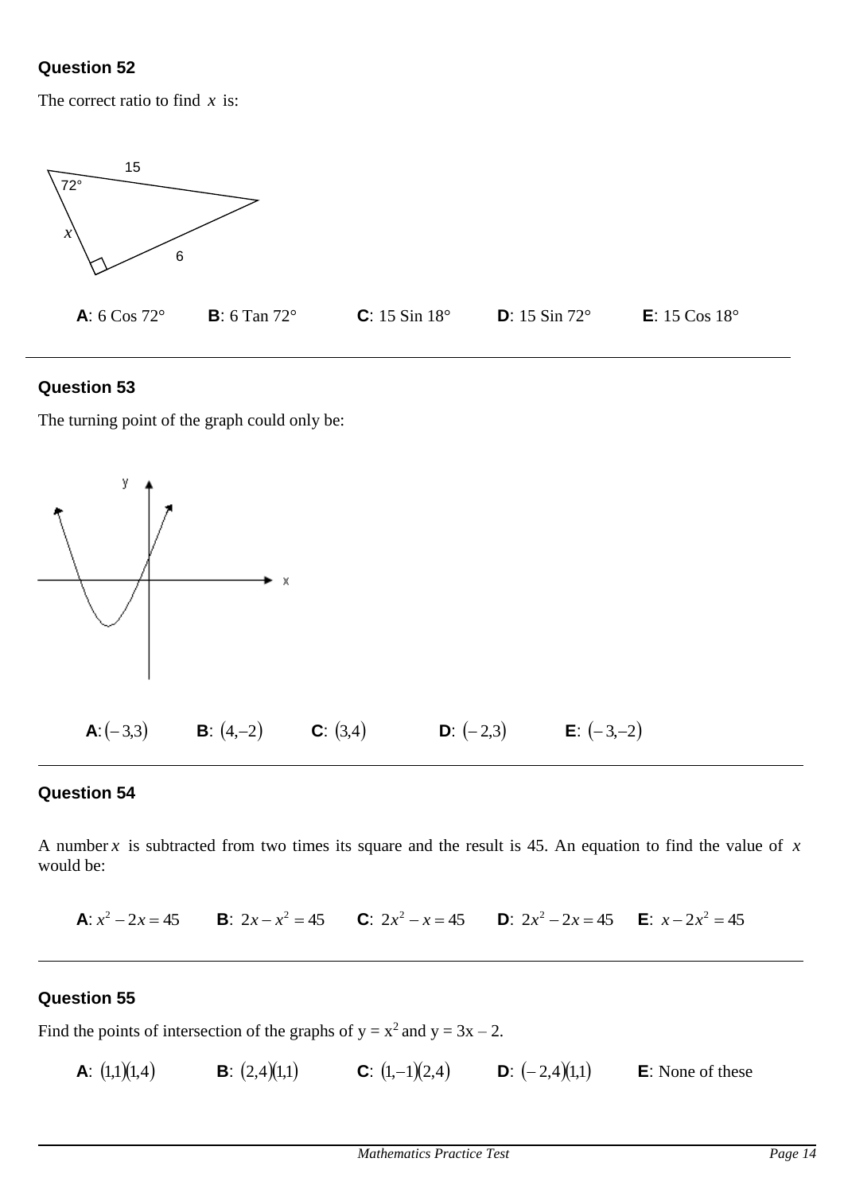### Question 52

The correct ratio to find $x$ is:

15

72°

$x$

6

**A**: 6 Cos 72° **B**: 6 Tan 72° **C**: 15 Sin 18° **D**: 15 Sin 72° **E**: 15 Cos 18°

---

### Question 53

The turning point of the graph could only be:

y

x

**A**: $(-3,3)$ **B**: $(4,-2)$ **C**: $(3,4)$ **D**: $(-2,3)$ **E**: $(-3,-2)$

---

### Question 54

A number $x$ is subtracted from two times its square and the result is 45. An equation to find the value of $x$ would be:

**A**: $x^2 - 2x = 45$ **B**: $2x - x^2 = 45$ **C**: $2x^2 - x = 45$ **D**: $2x^2 - 2x = 45$ **E**: $x - 2x^2 = 45$

---

### Question 55

Find the points of intersection of the graphs of $y = x^2$ and $y = 3x - 2$.

**A**: $(1,1)(1,4)$ **B**: $(2,4)(1,1)$ **C**: $(1,-1)(2,4)$ **D**: $(-2,4)(1,1)$ **E**: None of these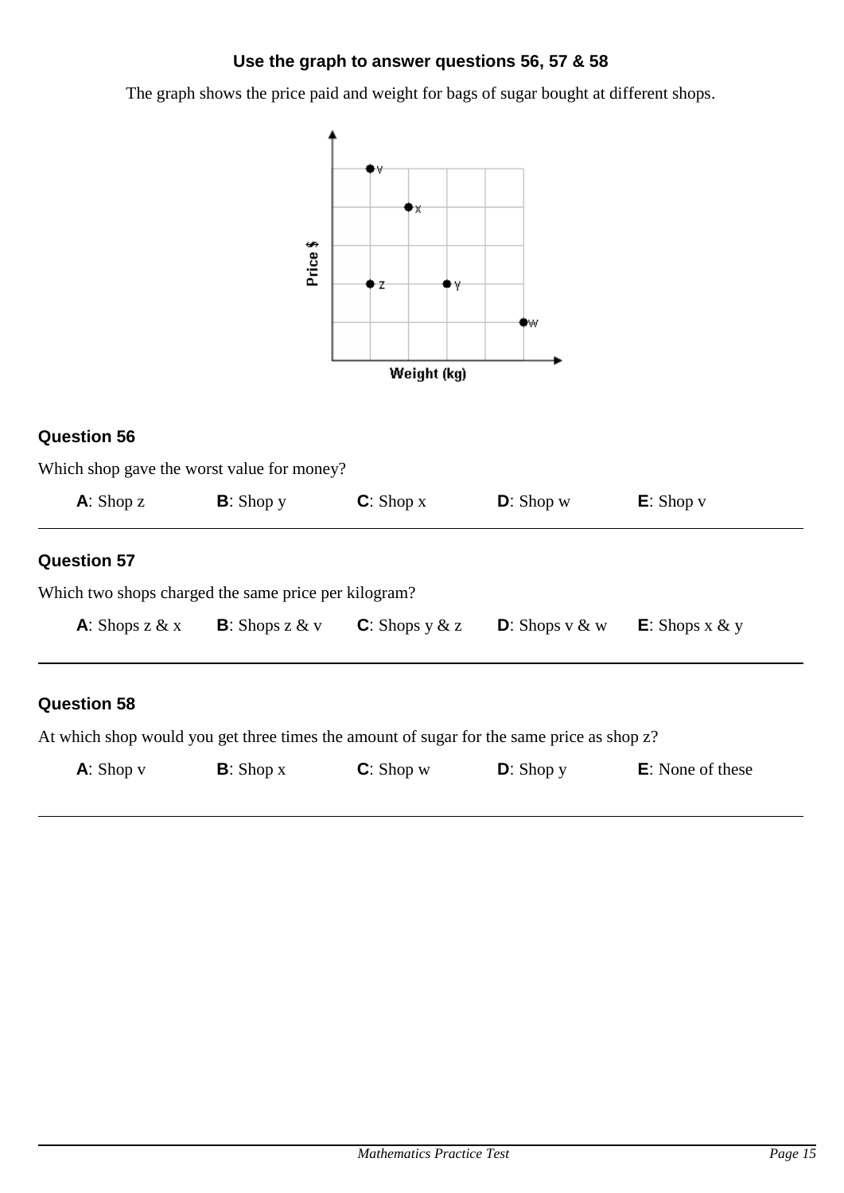**Use the graph to answer questions 56, 57 & 58**

The graph shows the price paid and weight for bags of sugar bought at different shops.

### Question 56

Which shop gave the worst value for money?

**A**: Shop z **B**: Shop y **C**: Shop x **D**: Shop w **E**: Shop v

---

### Question 57

Which two shops charged the same price per kilogram?

**A**: Shops z & x **B**: Shops z & v **C**: Shops y & z **D**: Shops v & w **E**: Shops x & y

---

### Question 58

At which shop would you get three times the amount of sugar for the same price as shop z?

**A**: Shop v **B**: Shop x **C**: Shop w **D**: Shop y **E**: None of these

---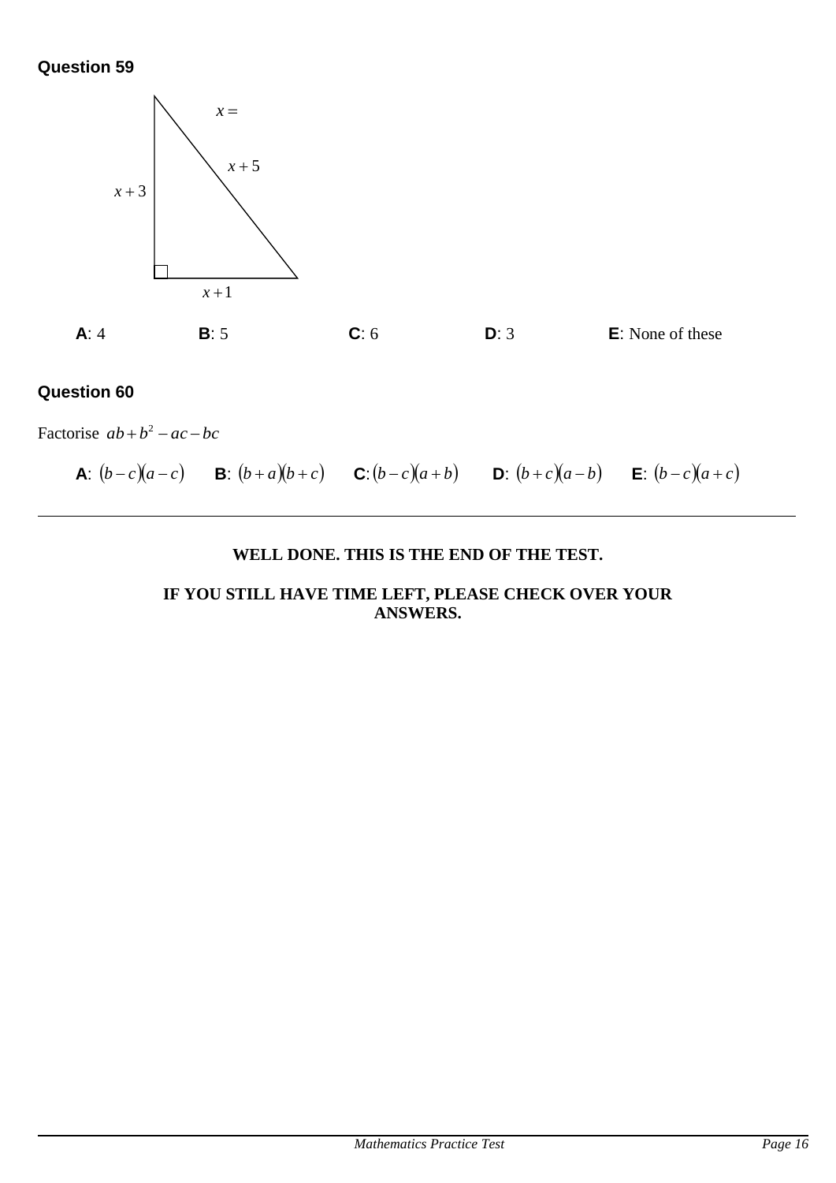**Question 59**

$x =$

$x + 5$

$x + 3$

$x + 1$

**A**: 4 **B**: 5 **C**: 6 **D**: 3 **E**: None of these

**Question 60**

Factorise $ab + b^2 - ac - bc$

**A**: $(b-c)(a-c)$ **B**: $(b+a)(b+c)$ **C**: $(b-c)(a+b)$ **D**: $(b+c)(a-b)$ **E**: $(b-c)(a+c)$

---

**WELL DONE. THIS IS THE END OF THE TEST.**

**IF YOU STILL HAVE TIME LEFT, PLEASE CHECK OVER YOUR ANSWERS.**